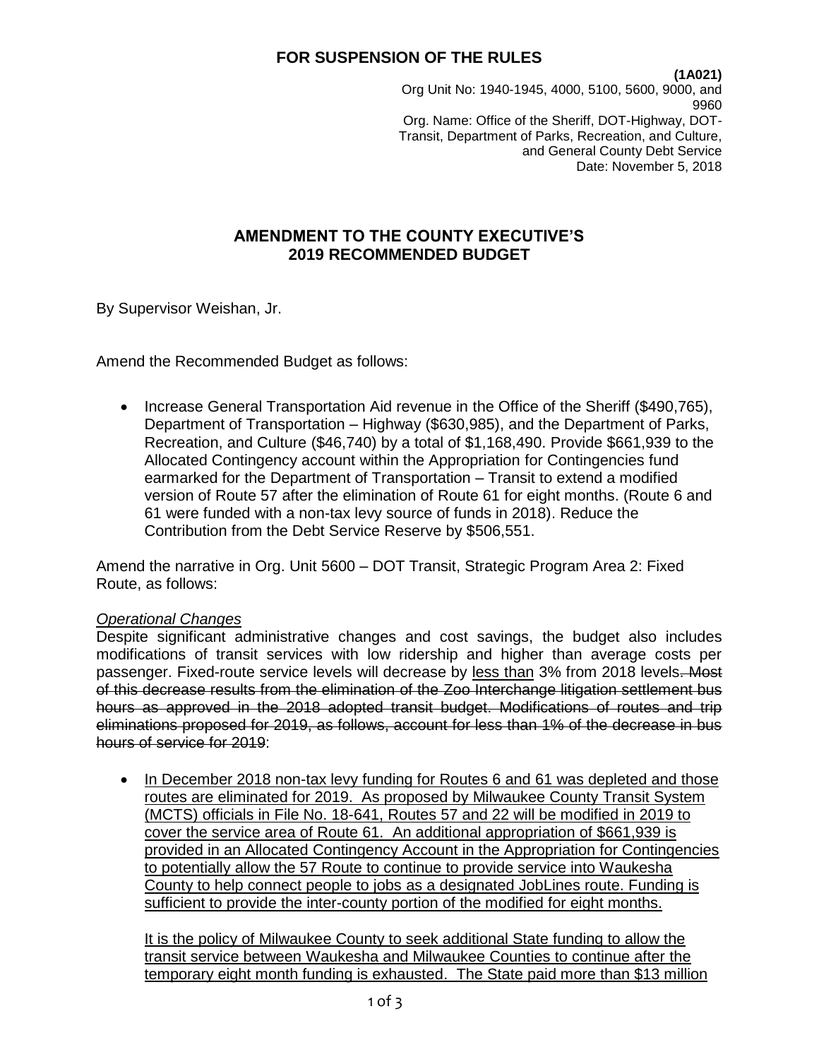# FOR SUSPENSION OF THE RULES

**(1A021)**
Org Unit No: 1940-1945, 4000, 5100, 5600, 9000, and 9960
Org. Name: Office of the Sheriff, DOT-Highway, DOT-Transit, Department of Parks, Recreation, and Culture, and General County Debt Service
Date: November 5, 2018

## AMENDMENT TO THE COUNTY EXECUTIVE'S 2019 RECOMMENDED BUDGET

By Supervisor Weishan, Jr.

Amend the Recommended Budget as follows:

- Increase General Transportation Aid revenue in the Office of the Sheriff ($490,765), Department of Transportation – Highway ($630,985), and the Department of Parks, Recreation, and Culture ($46,740) by a total of $1,168,490. Provide $661,939 to the Allocated Contingency account within the Appropriation for Contingencies fund earmarked for the Department of Transportation – Transit to extend a modified version of Route 57 after the elimination of Route 61 for eight months. (Route 6 and 61 were funded with a non-tax levy source of funds in 2018). Reduce the Contribution from the Debt Service Reserve by $506,551.

Amend the narrative in Org. Unit 5600 – DOT Transit, Strategic Program Area 2: Fixed Route, as follows:

*Operational Changes*
Despite significant administrative changes and cost savings, the budget also includes modifications of transit services with low ridership and higher than average costs per passenger. Fixed-route service levels will decrease by <u>less than</u> 3% from 2018 levels~~. Most of this decrease results from the elimination of the Zoo Interchange litigation settlement bus hours as approved in the 2018 adopted transit budget. Modifications of routes and trip eliminations proposed for 2019, as follows, account for less than 1% of the decrease in bus hours of service for 2019~~:

- <u>In December 2018 non-tax levy funding for Routes 6 and 61 was depleted and those routes are eliminated for 2019. As proposed by Milwaukee County Transit System (MCTS) officials in File No. 18-641, Routes 57 and 22 will be modified in 2019 to cover the service area of Route 61. An additional appropriation of $661,939 is provided in an Allocated Contingency Account in the Appropriation for Contingencies to potentially allow the 57 Route to continue to provide service into Waukesha County to help connect people to jobs as a designated JobLines route. Funding is sufficient to provide the inter-county portion of the modified for eight months.</u>

  <u>It is the policy of Milwaukee County to seek additional State funding to allow the transit service between Waukesha and Milwaukee Counties to continue after the temporary eight month funding is exhausted. The State paid more than $13 million</u>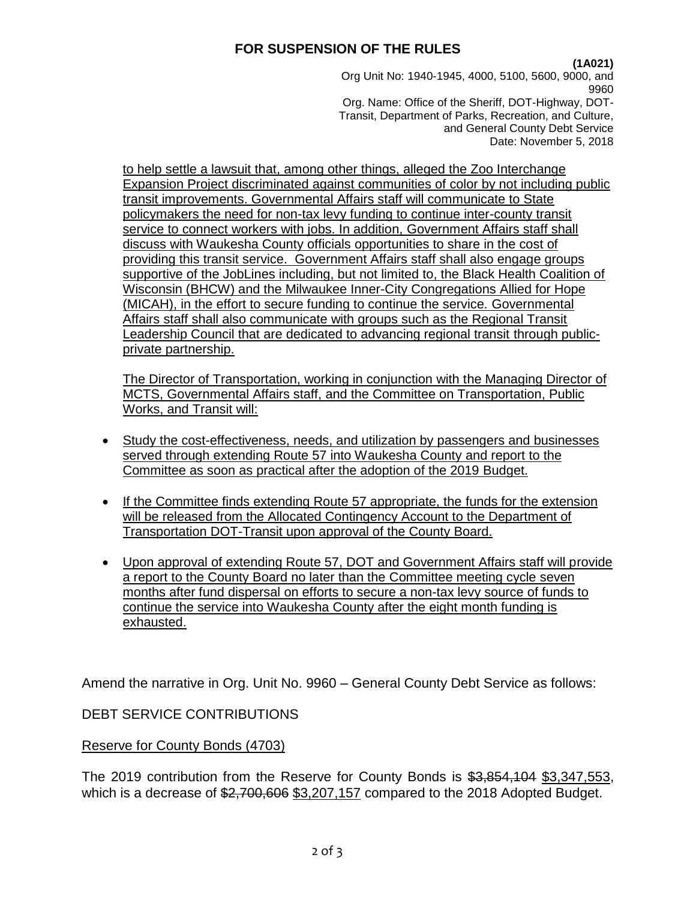to help settle a lawsuit that, among other things, alleged the Zoo Interchange Expansion Project discriminated against communities of color by not including public transit improvements. Governmental Affairs staff will communicate to State policymakers the need for non-tax levy funding to continue inter-county transit service to connect workers with jobs. In addition, Government Affairs staff shall discuss with Waukesha County officials opportunities to share in the cost of providing this transit service. Government Affairs staff shall also engage groups supportive of the JobLines including, but not limited to, the Black Health Coalition of Wisconsin (BHCW) and the Milwaukee Inner-City Congregations Allied for Hope (MICAH), in the effort to secure funding to continue the service. Governmental Affairs staff shall also communicate with groups such as the Regional Transit Leadership Council that are dedicated to advancing regional transit through public-private partnership.

The Director of Transportation, working in conjunction with the Managing Director of MCTS, Governmental Affairs staff, and the Committee on Transportation, Public Works, and Transit will:

- Study the cost-effectiveness, needs, and utilization by passengers and businesses served through extending Route 57 into Waukesha County and report to the Committee as soon as practical after the adoption of the 2019 Budget.
- If the Committee finds extending Route 57 appropriate, the funds for the extension will be released from the Allocated Contingency Account to the Department of Transportation DOT-Transit upon approval of the County Board.
- Upon approval of extending Route 57, DOT and Government Affairs staff will provide a report to the County Board no later than the Committee meeting cycle seven months after fund dispersal on efforts to secure a non-tax levy source of funds to continue the service into Waukesha County after the eight month funding is exhausted.

Amend the narrative in Org. Unit No. 9960 – General County Debt Service as follows:

DEBT SERVICE CONTRIBUTIONS

Reserve for County Bonds (4703)

The 2019 contribution from the Reserve for County Bonds is ~~$3,854,104~~ $3,347,553, which is a decrease of ~~$2,700,606~~ $3,207,157 compared to the 2018 Adopted Budget.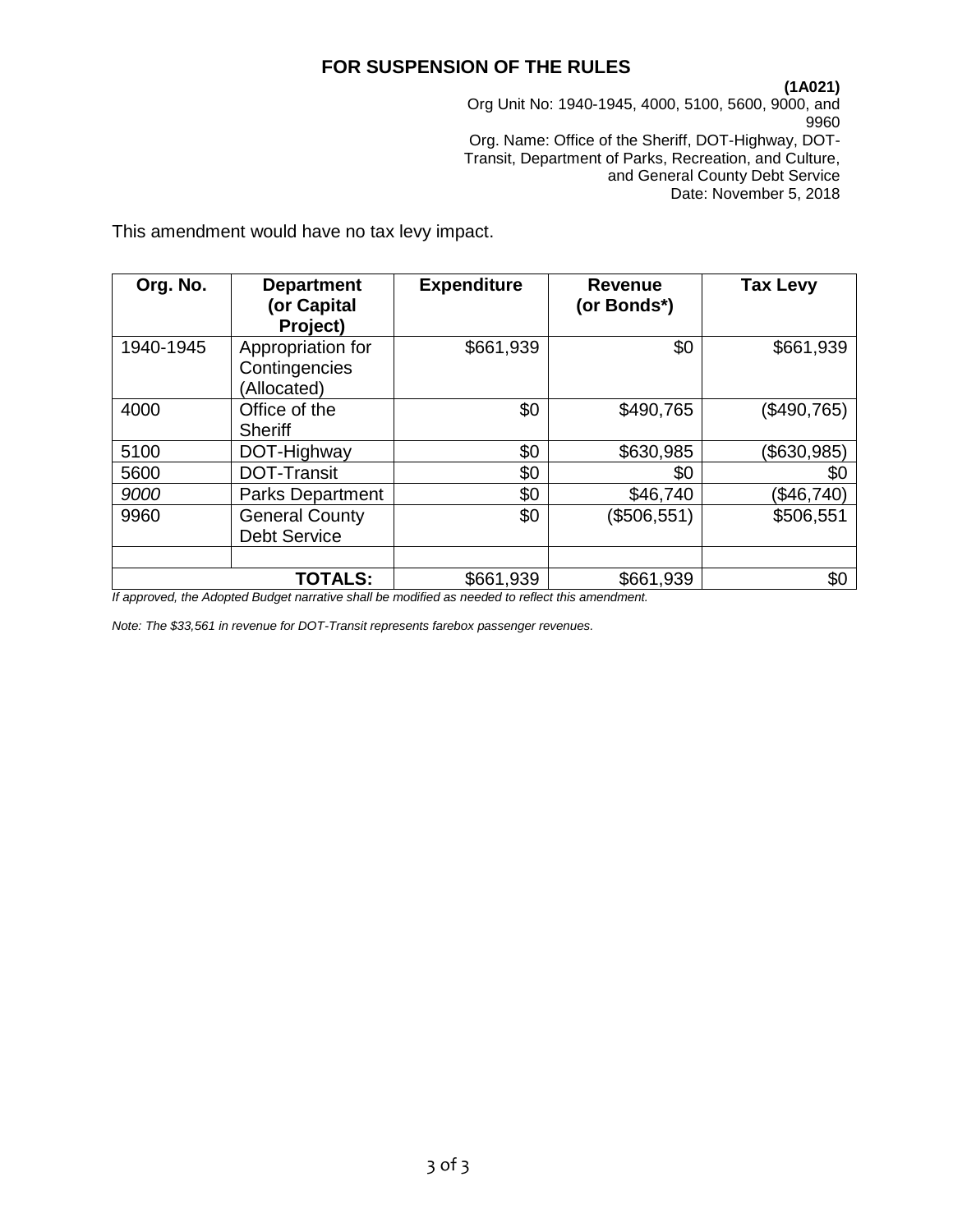## FOR SUSPENSION OF THE RULES

**(1A021)**
Org Unit No: 1940-1945, 4000, 5100, 5600, 9000, and 9960
Org. Name: Office of the Sheriff, DOT-Highway, DOT-Transit, Department of Parks, Recreation, and Culture, and General County Debt Service
Date: November 5, 2018

This amendment would have no tax levy impact.

| Org. No. | Department (or Capital Project) | Expenditure | Revenue (or Bonds*) | Tax Levy |
|---|---|---|---|---|
| 1940-1945 | Appropriation for Contingencies (Allocated) | $661,939 | $0 | $661,939 |
| 4000 | Office of the Sheriff | $0 | $490,765 | ($490,765) |
| 5100 | DOT-Highway | $0 | $630,985 | ($630,985) |
| 5600 | DOT-Transit | $0 | $0 | $0 |
| *9000* | Parks Department | $0 | $46,740 | ($46,740) |
| 9960 | General County Debt Service | $0 | ($506,551) | $506,551 |
| | | | | |
| | **TOTALS:** | $661,939 | $661,939 | $0 |

*If approved, the Adopted Budget narrative shall be modified as needed to reflect this amendment.*

*Note: The $33,561 in revenue for DOT-Transit represents farebox passenger revenues.*